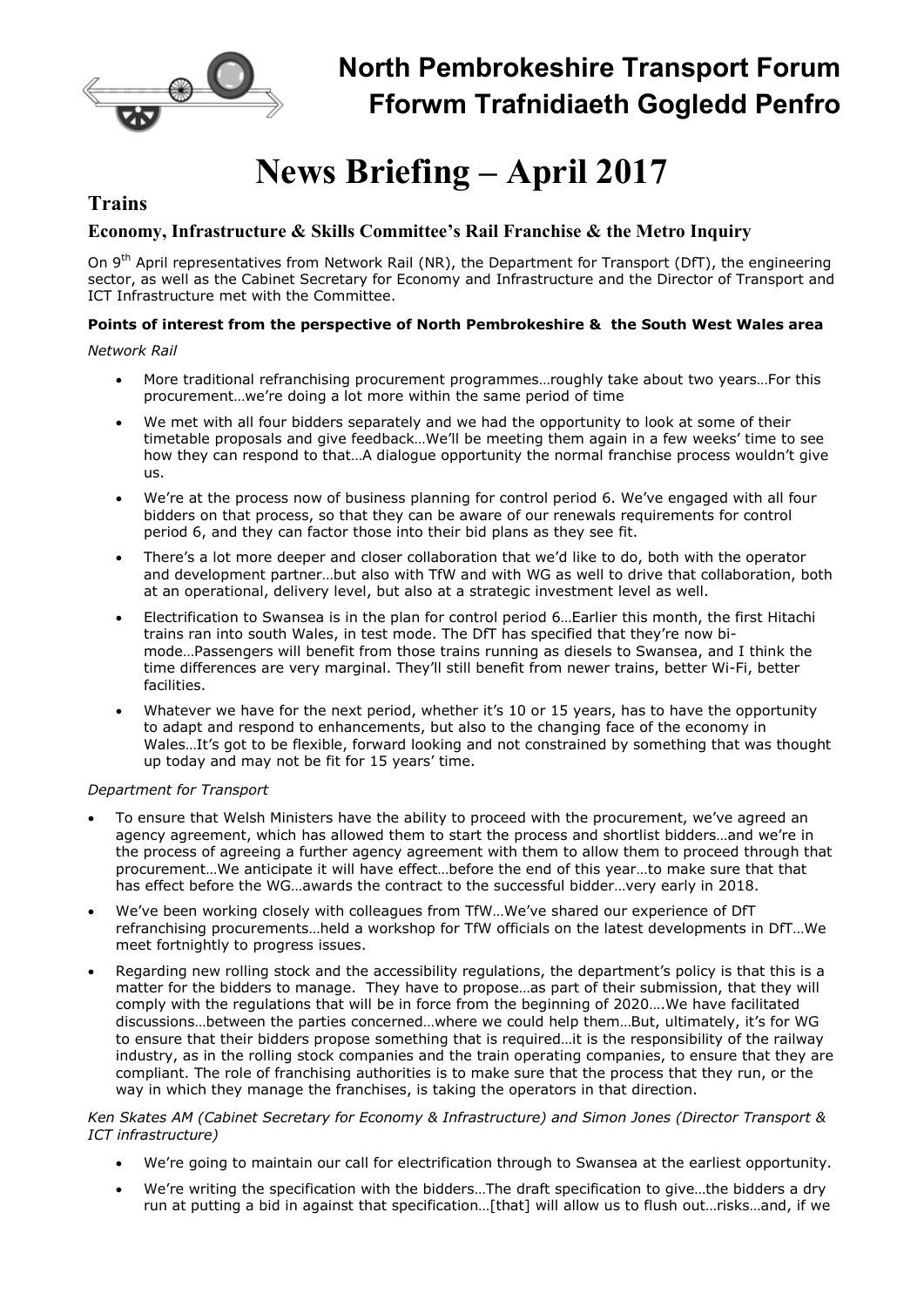# North Pembrokeshire Transport Forum
# Fforwm Trafnidiaeth Gogledd Penfro

# News Briefing – April 2017

## Trains

### Economy, Infrastructure & Skills Committee's Rail Franchise & the Metro Inquiry

On 9th April representatives from Network Rail (NR), the Department for Transport (DfT), the engineering sector, as well as the Cabinet Secretary for Economy and Infrastructure and the Director of Transport and ICT Infrastructure met with the Committee.

**Points of interest from the perspective of North Pembrokeshire & the South West Wales area**

*Network Rail*

- More traditional refranchising procurement programmes…roughly take about two years…For this procurement…we're doing a lot more within the same period of time
- We met with all four bidders separately and we had the opportunity to look at some of their timetable proposals and give feedback…We'll be meeting them again in a few weeks' time to see how they can respond to that…A dialogue opportunity the normal franchise process wouldn't give us.
- We're at the process now of business planning for control period 6. We've engaged with all four bidders on that process, so that they can be aware of our renewals requirements for control period 6, and they can factor those into their bid plans as they see fit.
- There's a lot more deeper and closer collaboration that we'd like to do, both with the operator and development partner…but also with TfW and with WG as well to drive that collaboration, both at an operational, delivery level, but also at a strategic investment level as well.
- Electrification to Swansea is in the plan for control period 6…Earlier this month, the first Hitachi trains ran into south Wales, in test mode. The DfT has specified that they're now bi-mode…Passengers will benefit from those trains running as diesels to Swansea, and I think the time differences are very marginal. They'll still benefit from newer trains, better Wi-Fi, better facilities.
- Whatever we have for the next period, whether it's 10 or 15 years, has to have the opportunity to adapt and respond to enhancements, but also to the changing face of the economy in Wales…It's got to be flexible, forward looking and not constrained by something that was thought up today and may not be fit for 15 years' time.

*Department for Transport*

- To ensure that Welsh Ministers have the ability to proceed with the procurement, we've agreed an agency agreement, which has allowed them to start the process and shortlist bidders…and we're in the process of agreeing a further agency agreement with them to allow them to proceed through that procurement…We anticipate it will have effect…before the end of this year…to make sure that that has effect before the WG…awards the contract to the successful bidder…very early in 2018.
- We've been working closely with colleagues from TfW…We've shared our experience of DfT refranchising procurements…held a workshop for TfW officials on the latest developments in DfT…We meet fortnightly to progress issues.
- Regarding new rolling stock and the accessibility regulations, the department's policy is that this is a matter for the bidders to manage. They have to propose…as part of their submission, that they will comply with the regulations that will be in force from the beginning of 2020….We have facilitated discussions…between the parties concerned…where we could help them…But, ultimately, it's for WG to ensure that their bidders propose something that is required…it is the responsibility of the railway industry, as in the rolling stock companies and the train operating companies, to ensure that they are compliant. The role of franchising authorities is to make sure that the process that they run, or the way in which they manage the franchises, is taking the operators in that direction.

*Ken Skates AM (Cabinet Secretary for Economy & Infrastructure) and Simon Jones (Director Transport & ICT infrastructure)*

- We're going to maintain our call for electrification through to Swansea at the earliest opportunity.
- We're writing the specification with the bidders…The draft specification to give…the bidders a dry run at putting a bid in against that specification…[that] will allow us to flush out…risks…and, if we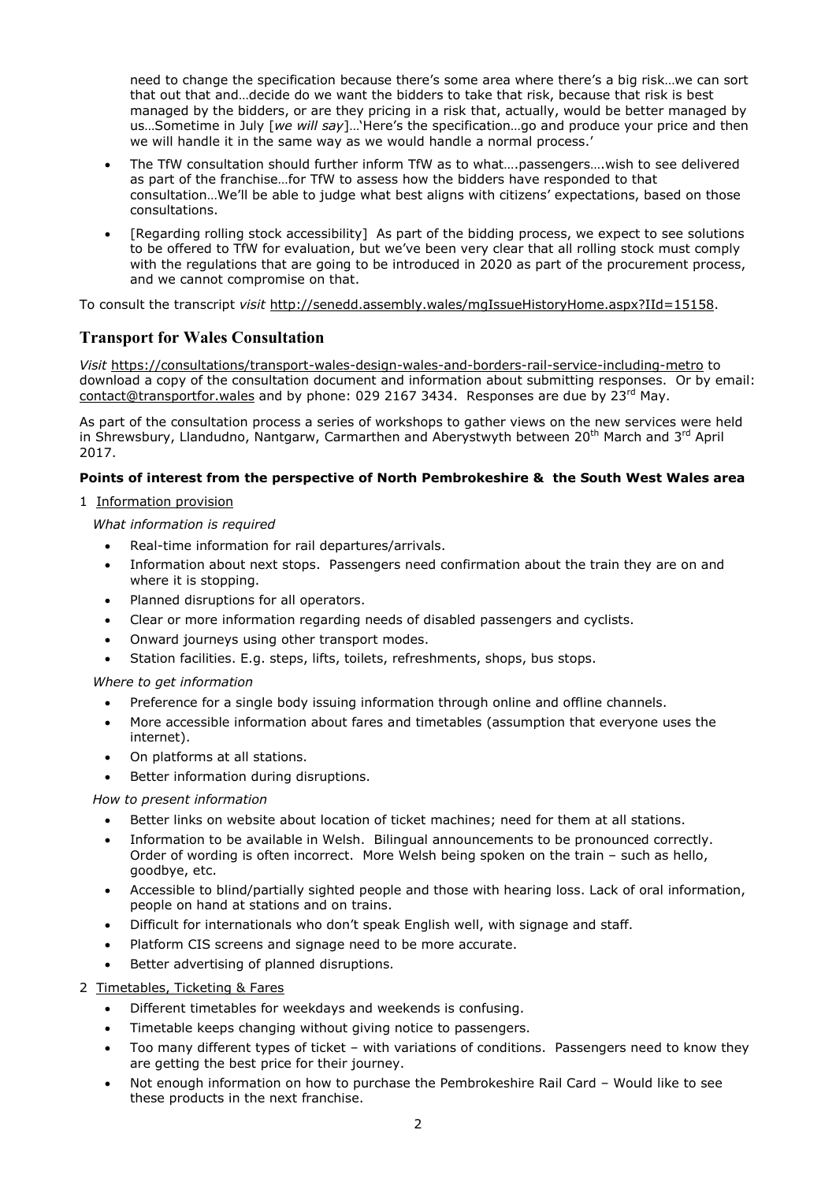need to change the specification because there's some area where there's a big risk…we can sort that out that and…decide do we want the bidders to take that risk, because that risk is best managed by the bidders, or are they pricing in a risk that, actually, would be better managed by us…Sometime in July [*we will say*]…'Here's the specification…go and produce your price and then we will handle it in the same way as we would handle a normal process.'

- The TfW consultation should further inform TfW as to what….passengers….wish to see delivered as part of the franchise…for TfW to assess how the bidders have responded to that consultation…We'll be able to judge what best aligns with citizens' expectations, based on those consultations.
- [Regarding rolling stock accessibility] As part of the bidding process, we expect to see solutions to be offered to TfW for evaluation, but we've been very clear that all rolling stock must comply with the regulations that are going to be introduced in 2020 as part of the procurement process, and we cannot compromise on that.

To consult the transcript *visit* http://senedd.assembly.wales/mgIssueHistoryHome.aspx?IId=15158.

## Transport for Wales Consultation

*Visit* https://consultations/transport-wales-design-wales-and-borders-rail-service-including-metro to download a copy of the consultation document and information about submitting responses. Or by email: contact@transportfor.wales and by phone: 029 2167 3434. Responses are due by 23rd May.

As part of the consultation process a series of workshops to gather views on the new services were held in Shrewsbury, Llandudno, Nantgarw, Carmarthen and Aberystwyth between 20th March and 3rd April 2017.

**Points of interest from the perspective of North Pembrokeshire & the South West Wales area**

1 Information provision

*What information is required*

- Real-time information for rail departures/arrivals.
- Information about next stops. Passengers need confirmation about the train they are on and where it is stopping.
- Planned disruptions for all operators.
- Clear or more information regarding needs of disabled passengers and cyclists.
- Onward journeys using other transport modes.
- Station facilities. E.g. steps, lifts, toilets, refreshments, shops, bus stops.

*Where to get information*

- Preference for a single body issuing information through online and offline channels.
- More accessible information about fares and timetables (assumption that everyone uses the internet).
- On platforms at all stations.
- Better information during disruptions.

*How to present information*

- Better links on website about location of ticket machines; need for them at all stations.
- Information to be available in Welsh. Bilingual announcements to be pronounced correctly. Order of wording is often incorrect. More Welsh being spoken on the train – such as hello, goodbye, etc.
- Accessible to blind/partially sighted people and those with hearing loss. Lack of oral information, people on hand at stations and on trains.
- Difficult for internationals who don't speak English well, with signage and staff.
- Platform CIS screens and signage need to be more accurate.
- Better advertising of planned disruptions.

2 Timetables, Ticketing & Fares

- Different timetables for weekdays and weekends is confusing.
- Timetable keeps changing without giving notice to passengers.
- Too many different types of ticket – with variations of conditions. Passengers need to know they are getting the best price for their journey.
- Not enough information on how to purchase the Pembrokeshire Rail Card – Would like to see these products in the next franchise.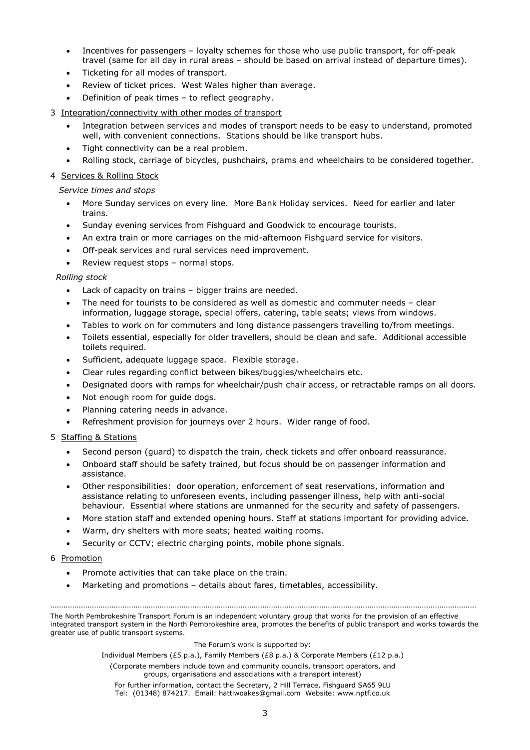- Incentives for passengers – loyalty schemes for those who use public transport, for off-peak travel (same for all day in rural areas – should be based on arrival instead of departure times).
- Ticketing for all modes of transport.
- Review of ticket prices. West Wales higher than average.
- Definition of peak times – to reflect geography.

3 Integration/connectivity with other modes of transport

- Integration between services and modes of transport needs to be easy to understand, promoted well, with convenient connections. Stations should be like transport hubs.
- Tight connectivity can be a real problem.
- Rolling stock, carriage of bicycles, pushchairs, prams and wheelchairs to be considered together.

4 Services & Rolling Stock

*Service times and stops*

- More Sunday services on every line. More Bank Holiday services. Need for earlier and later trains.
- Sunday evening services from Fishguard and Goodwick to encourage tourists.
- An extra train or more carriages on the mid-afternoon Fishguard service for visitors.
- Off-peak services and rural services need improvement.
- Review request stops – normal stops.

*Rolling stock*

- Lack of capacity on trains – bigger trains are needed.
- The need for tourists to be considered as well as domestic and commuter needs – clear information, luggage storage, special offers, catering, table seats; views from windows.
- Tables to work on for commuters and long distance passengers travelling to/from meetings.
- Toilets essential, especially for older travellers, should be clean and safe. Additional accessible toilets required.
- Sufficient, adequate luggage space. Flexible storage.
- Clear rules regarding conflict between bikes/buggies/wheelchairs etc.
- Designated doors with ramps for wheelchair/push chair access, or retractable ramps on all doors.
- Not enough room for guide dogs.
- Planning catering needs in advance.
- Refreshment provision for journeys over 2 hours. Wider range of food.

5 Staffing & Stations

- Second person (guard) to dispatch the train, check tickets and offer onboard reassurance.
- Onboard staff should be safety trained, but focus should be on passenger information and assistance.
- Other responsibilities: door operation, enforcement of seat reservations, information and assistance relating to unforeseen events, including passenger illness, help with anti-social behaviour. Essential where stations are unmanned for the security and safety of passengers.
- More station staff and extended opening hours. Staff at stations important for providing advice.
- Warm, dry shelters with more seats; heated waiting rooms.
- Security or CCTV; electric charging points, mobile phone signals.

6 Promotion

- Promote activities that can take place on the train.
- Marketing and promotions – details about fares, timetables, accessibility.

---

The North Pembrokeshire Transport Forum is an independent voluntary group that works for the provision of an effective integrated transport system in the North Pembrokeshire area, promotes the benefits of public transport and works towards the greater use of public transport systems.

The Forum's work is supported by:

Individual Members (£5 p.a.), Family Members (£8 p.a.) & Corporate Members (£12 p.a.)

(Corporate members include town and community councils, transport operators, and groups, organisations and associations with a transport interest)

For further information, contact the Secretary, 2 Hill Terrace, Fishguard SA65 9LU
Tel: (01348) 874217. Email: hattiwoakes@gmail.com Website: www.nptf.co.uk